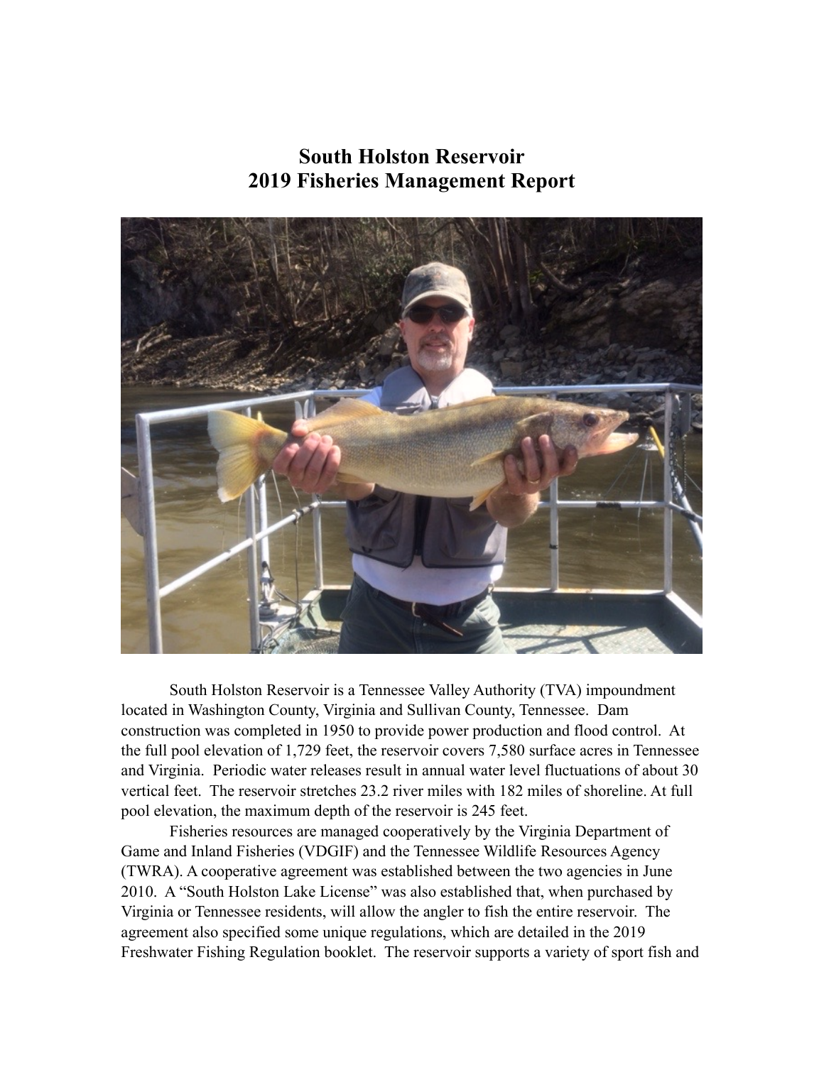# South Holston Reservoir
# 2019 Fisheries Management Report

South Holston Reservoir is a Tennessee Valley Authority (TVA) impoundment located in Washington County, Virginia and Sullivan County, Tennessee. Dam construction was completed in 1950 to provide power production and flood control. At the full pool elevation of 1,729 feet, the reservoir covers 7,580 surface acres in Tennessee and Virginia. Periodic water releases result in annual water level fluctuations of about 30 vertical feet. The reservoir stretches 23.2 river miles with 182 miles of shoreline. At full pool elevation, the maximum depth of the reservoir is 245 feet.

Fisheries resources are managed cooperatively by the Virginia Department of Game and Inland Fisheries (VDGIF) and the Tennessee Wildlife Resources Agency (TWRA). A cooperative agreement was established between the two agencies in June 2010. A "South Holston Lake License" was also established that, when purchased by Virginia or Tennessee residents, will allow the angler to fish the entire reservoir. The agreement also specified some unique regulations, which are detailed in the 2019 Freshwater Fishing Regulation booklet. The reservoir supports a variety of sport fish and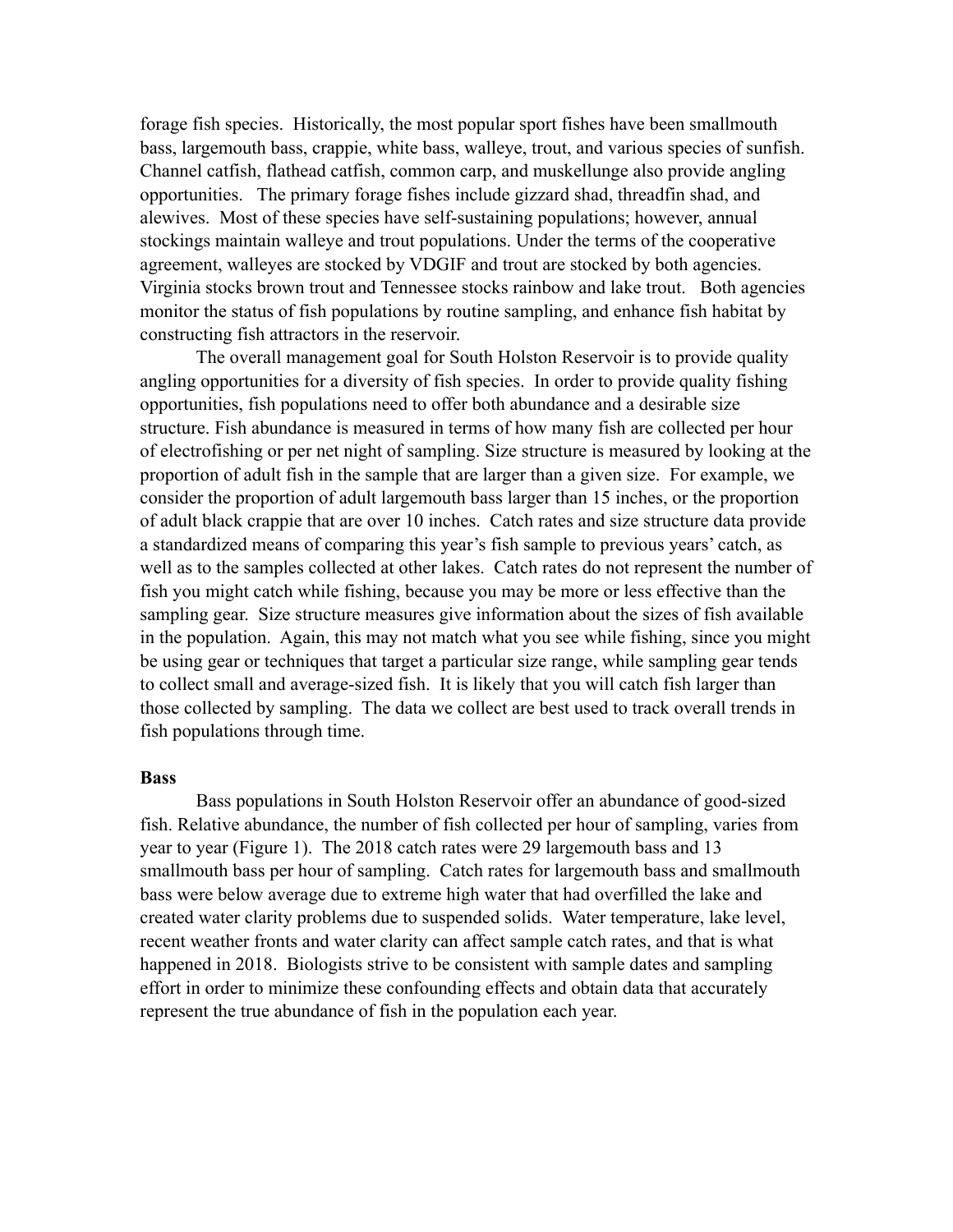forage fish species. Historically, the most popular sport fishes have been smallmouth bass, largemouth bass, crappie, white bass, walleye, trout, and various species of sunfish. Channel catfish, flathead catfish, common carp, and muskellunge also provide angling opportunities. The primary forage fishes include gizzard shad, threadfin shad, and alewives. Most of these species have self-sustaining populations; however, annual stockings maintain walleye and trout populations. Under the terms of the cooperative agreement, walleyes are stocked by VDGIF and trout are stocked by both agencies. Virginia stocks brown trout and Tennessee stocks rainbow and lake trout. Both agencies monitor the status of fish populations by routine sampling, and enhance fish habitat by constructing fish attractors in the reservoir.

The overall management goal for South Holston Reservoir is to provide quality angling opportunities for a diversity of fish species. In order to provide quality fishing opportunities, fish populations need to offer both abundance and a desirable size structure. Fish abundance is measured in terms of how many fish are collected per hour of electrofishing or per net night of sampling. Size structure is measured by looking at the proportion of adult fish in the sample that are larger than a given size. For example, we consider the proportion of adult largemouth bass larger than 15 inches, or the proportion of adult black crappie that are over 10 inches. Catch rates and size structure data provide a standardized means of comparing this year's fish sample to previous years' catch, as well as to the samples collected at other lakes. Catch rates do not represent the number of fish you might catch while fishing, because you may be more or less effective than the sampling gear. Size structure measures give information about the sizes of fish available in the population. Again, this may not match what you see while fishing, since you might be using gear or techniques that target a particular size range, while sampling gear tends to collect small and average-sized fish. It is likely that you will catch fish larger than those collected by sampling. The data we collect are best used to track overall trends in fish populations through time.

**Bass**

Bass populations in South Holston Reservoir offer an abundance of good-sized fish. Relative abundance, the number of fish collected per hour of sampling, varies from year to year (Figure 1). The 2018 catch rates were 29 largemouth bass and 13 smallmouth bass per hour of sampling. Catch rates for largemouth bass and smallmouth bass were below average due to extreme high water that had overfilled the lake and created water clarity problems due to suspended solids. Water temperature, lake level, recent weather fronts and water clarity can affect sample catch rates, and that is what happened in 2018. Biologists strive to be consistent with sample dates and sampling effort in order to minimize these confounding effects and obtain data that accurately represent the true abundance of fish in the population each year.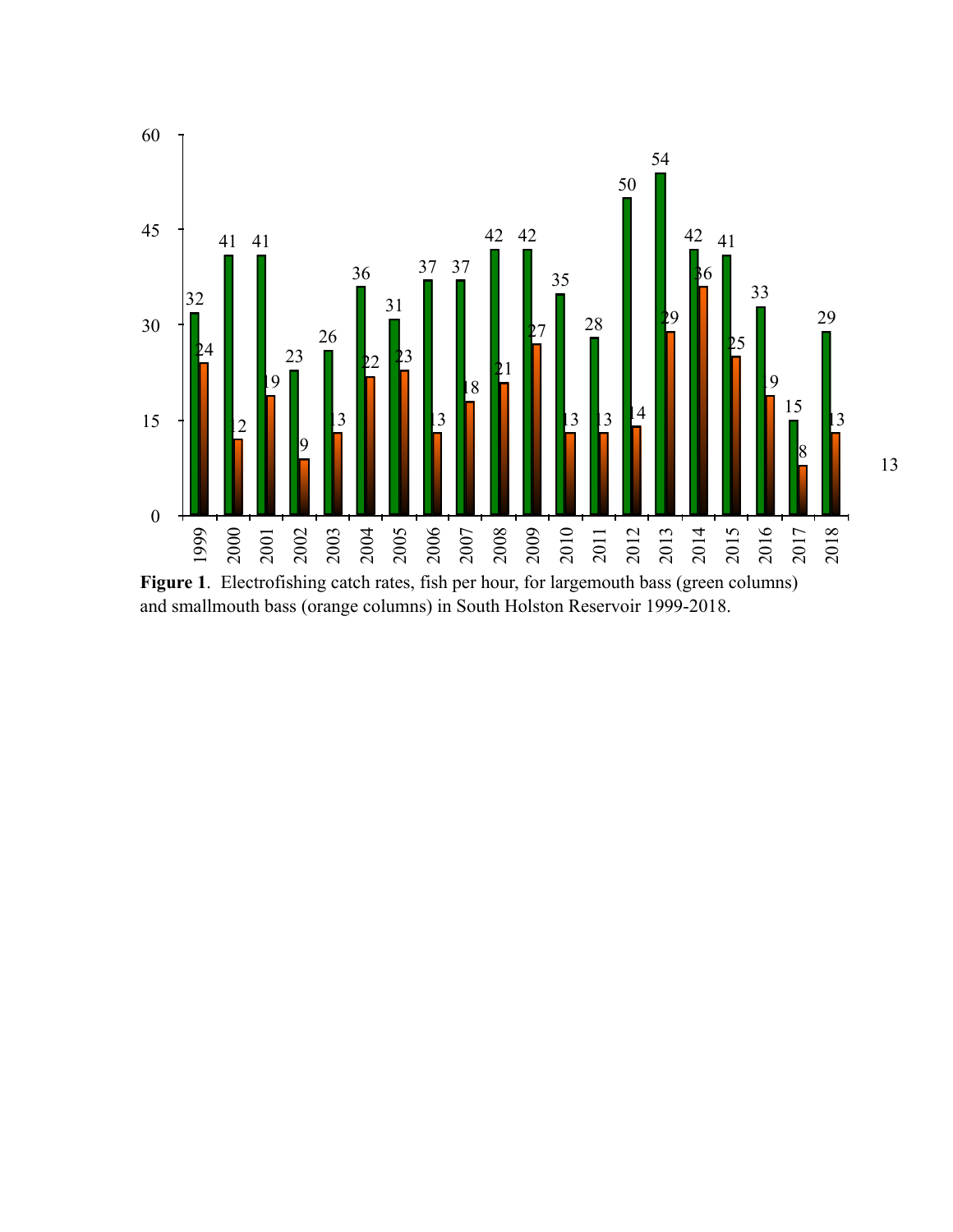| Year | Largemouth bass | Smallmouth bass |
|---|---|---|
| 1999 | 32 | 24 |
| 2000 | 41 | 12 |
| 2001 | 41 | 19 |
| 2002 | 23 | 9 |
| 2003 | 26 | 13 |
| 2004 | 36 | 22 |
| 2005 | 31 | 23 |
| 2006 | 37 | 13 |
| 2007 | 37 | 18 |
| 2008 | 42 | 21 |
| 2009 | 42 | 27 |
| 2010 | 35 | 13 |
| 2011 | 28 | 13 |
| 2012 | 50 | 14 |
| 2013 | 54 | 29 |
| 2014 | 42 | 36 |
| 2015 | 41 | 25 |
| 2016 | 33 | 19 |
| 2017 | 15 | 8 |
| 2018 | 29 | 13 |

13

**Figure 1**. Electrofishing catch rates, fish per hour, for largemouth bass (green columns) and smallmouth bass (orange columns) in South Holston Reservoir 1999-2018.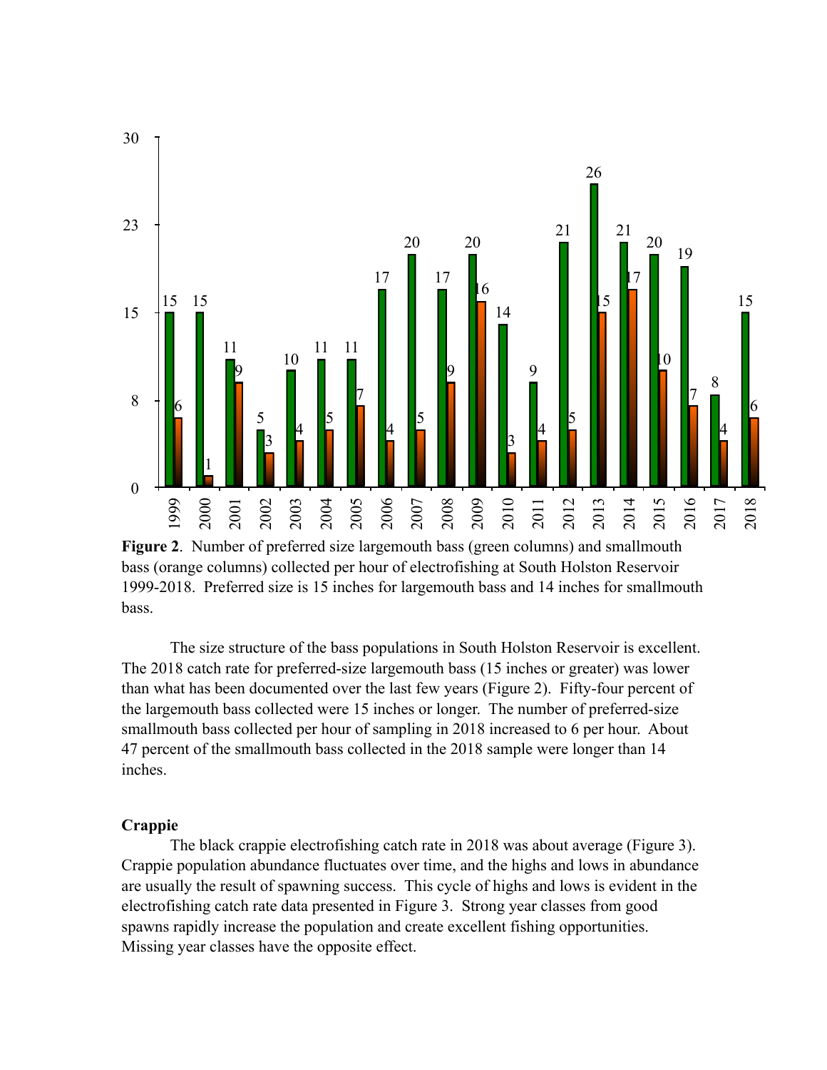**Figure 2**. Number of preferred size largemouth bass (green columns) and smallmouth bass (orange columns) collected per hour of electrofishing at South Holston Reservoir 1999-2018. Preferred size is 15 inches for largemouth bass and 14 inches for smallmouth bass.

The size structure of the bass populations in South Holston Reservoir is excellent. The 2018 catch rate for preferred-size largemouth bass (15 inches or greater) was lower than what has been documented over the last few years (Figure 2). Fifty-four percent of the largemouth bass collected were 15 inches or longer. The number of preferred-size smallmouth bass collected per hour of sampling in 2018 increased to 6 per hour. About 47 percent of the smallmouth bass collected in the 2018 sample were longer than 14 inches.

### Crappie

The black crappie electrofishing catch rate in 2018 was about average (Figure 3). Crappie population abundance fluctuates over time, and the highs and lows in abundance are usually the result of spawning success. This cycle of highs and lows is evident in the electrofishing catch rate data presented in Figure 3. Strong year classes from good spawns rapidly increase the population and create excellent fishing opportunities. Missing year classes have the opposite effect.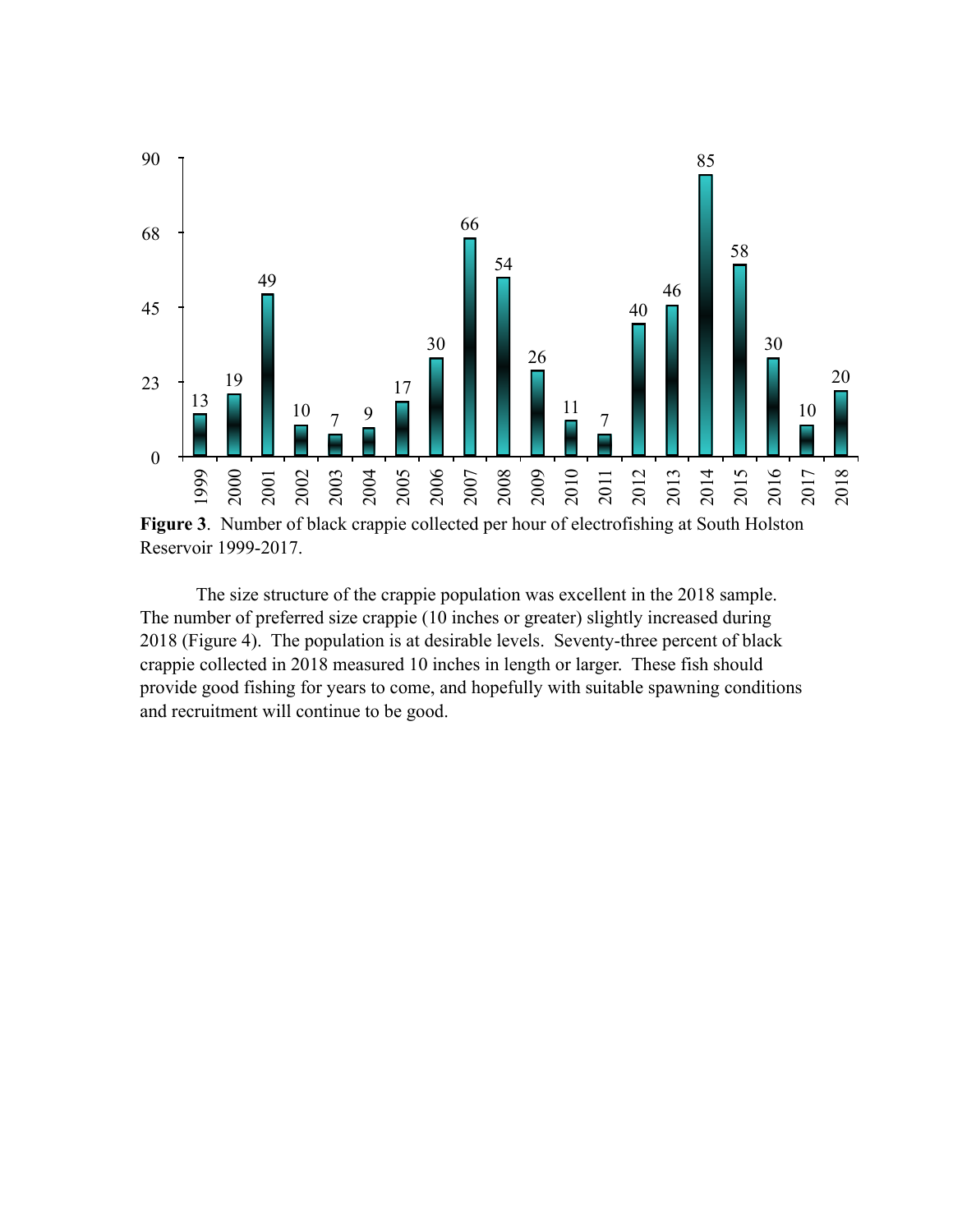| Year | Number per hour |
|---|---|
| 1999 | 13 |
| 2000 | 19 |
| 2001 | 49 |
| 2002 | 10 |
| 2003 | 7 |
| 2004 | 9 |
| 2005 | 17 |
| 2006 | 30 |
| 2007 | 66 |
| 2008 | 54 |
| 2009 | 26 |
| 2010 | 11 |
| 2011 | 7 |
| 2012 | 40 |
| 2013 | 46 |
| 2014 | 85 |
| 2015 | 58 |
| 2016 | 30 |
| 2017 | 10 |
| 2018 | 20 |

**Figure 3**. Number of black crappie collected per hour of electrofishing at South Holston Reservoir 1999-2017.

The size structure of the crappie population was excellent in the 2018 sample. The number of preferred size crappie (10 inches or greater) slightly increased during 2018 (Figure 4). The population is at desirable levels. Seventy-three percent of black crappie collected in 2018 measured 10 inches in length or larger. These fish should provide good fishing for years to come, and hopefully with suitable spawning conditions and recruitment will continue to be good.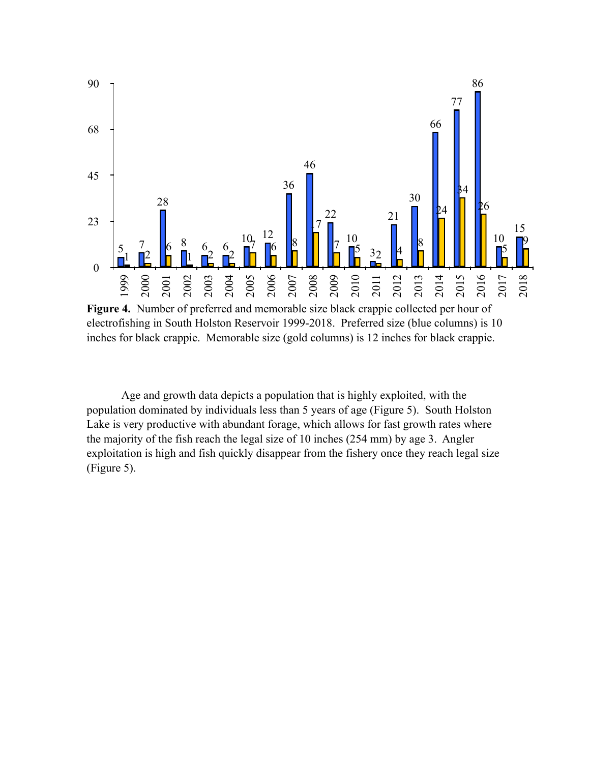**Figure 4.** Number of preferred and memorable size black crappie collected per hour of electrofishing in South Holston Reservoir 1999-2018. Preferred size (blue columns) is 10 inches for black crappie. Memorable size (gold columns) is 12 inches for black crappie.

Age and growth data depicts a population that is highly exploited, with the population dominated by individuals less than 5 years of age (Figure 5). South Holston Lake is very productive with abundant forage, which allows for fast growth rates where the majority of the fish reach the legal size of 10 inches (254 mm) by age 3. Angler exploitation is high and fish quickly disappear from the fishery once they reach legal size (Figure 5).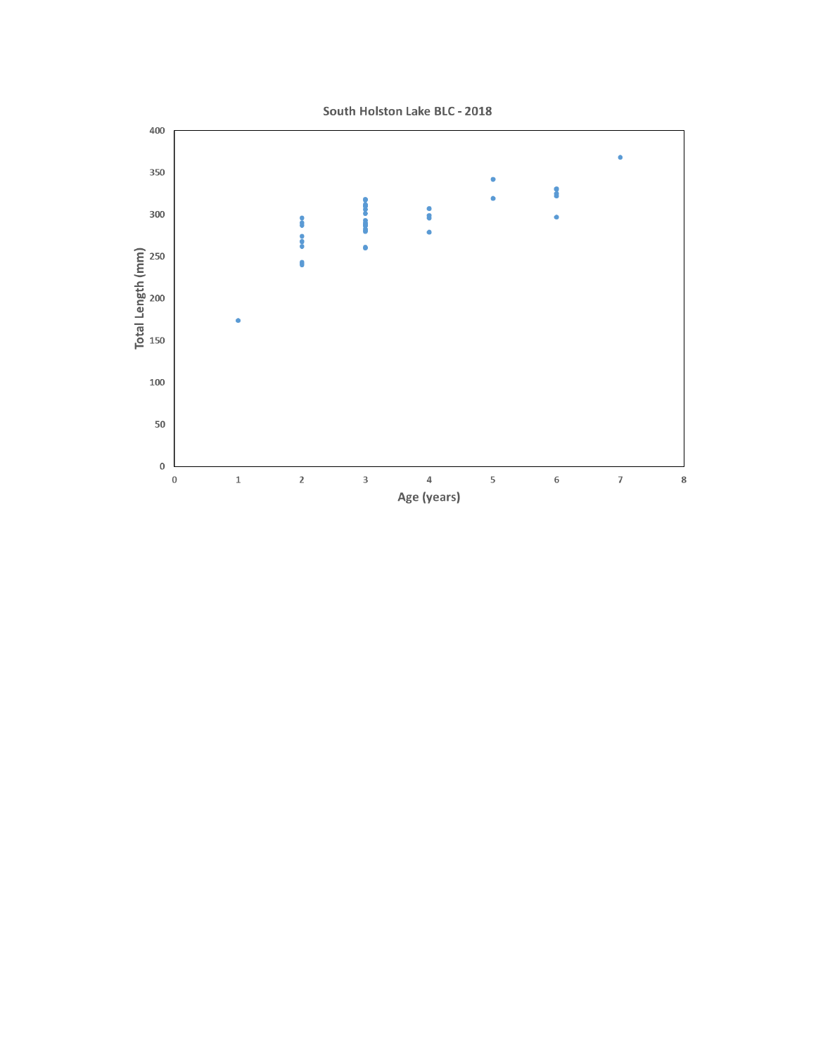South Holston Lake BLC - 2018

Total Length (mm)

Age (years)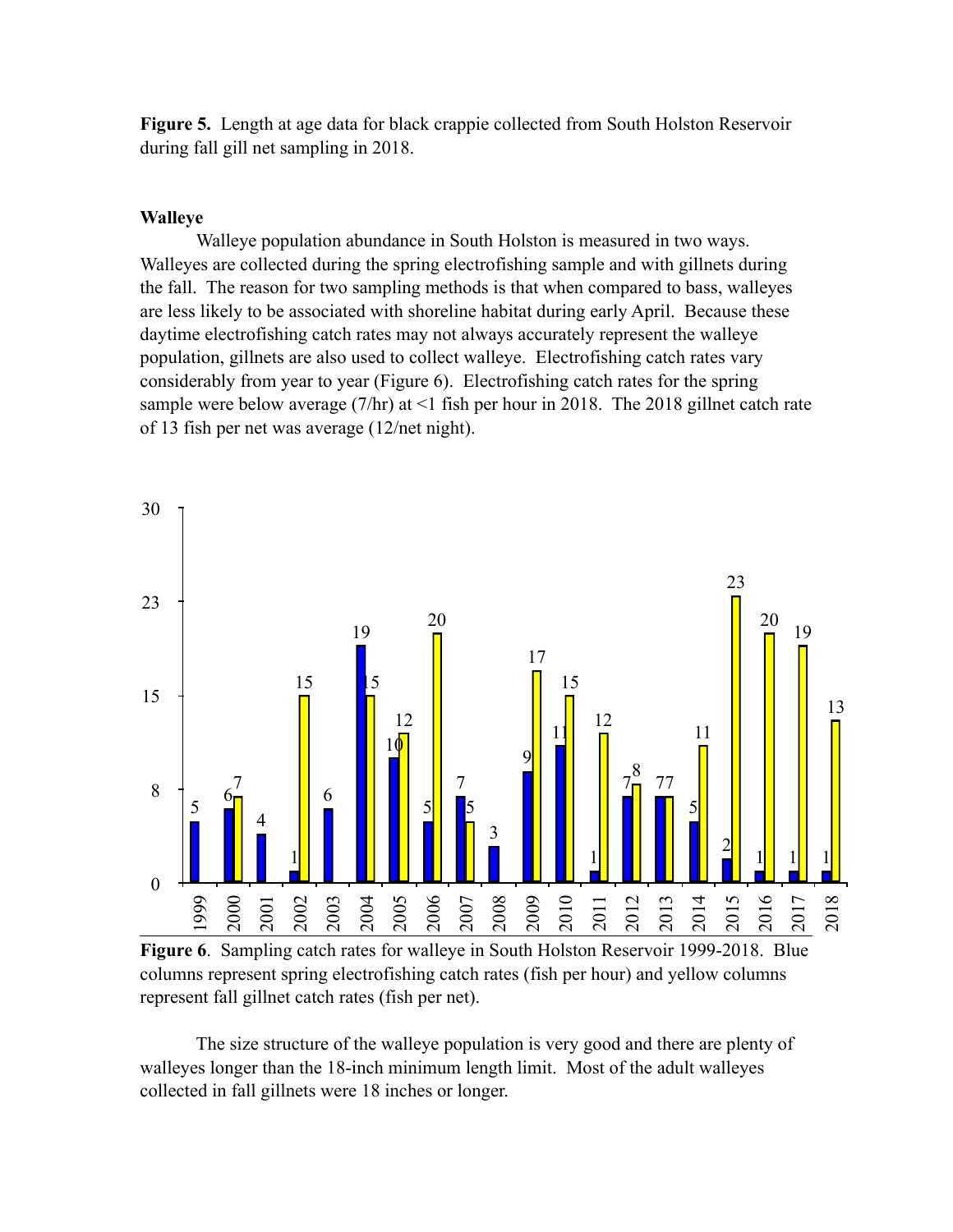**Figure 5.** Length at age data for black crappie collected from South Holston Reservoir during fall gill net sampling in 2018.

**Walleye**

Walleye population abundance in South Holston is measured in two ways. Walleyes are collected during the spring electrofishing sample and with gillnets during the fall. The reason for two sampling methods is that when compared to bass, walleyes are less likely to be associated with shoreline habitat during early April. Because these daytime electrofishing catch rates may not always accurately represent the walleye population, gillnets are also used to collect walleye. Electrofishing catch rates vary considerably from year to year (Figure 6). Electrofishing catch rates for the spring sample were below average (7/hr) at <1 fish per hour in 2018. The 2018 gillnet catch rate of 13 fish per net was average (12/net night).

**Figure 6**. Sampling catch rates for walleye in South Holston Reservoir 1999-2018. Blue columns represent spring electrofishing catch rates (fish per hour) and yellow columns represent fall gillnet catch rates (fish per net).

The size structure of the walleye population is very good and there are plenty of walleyes longer than the 18-inch minimum length limit. Most of the adult walleyes collected in fall gillnets were 18 inches or longer.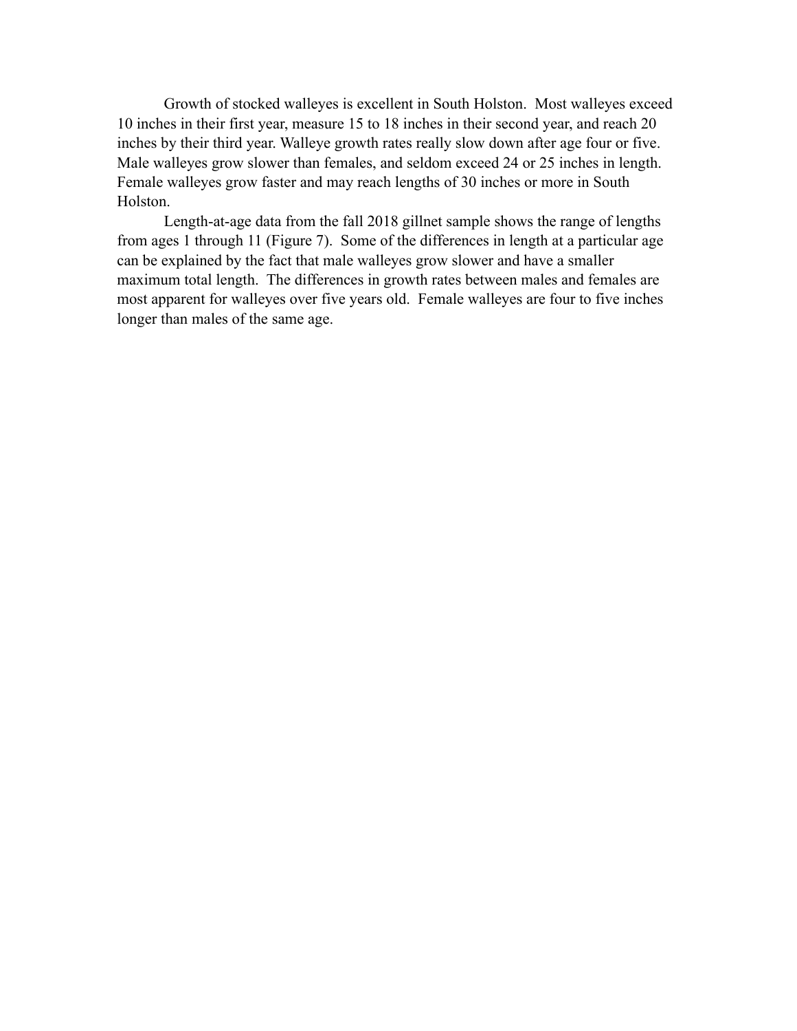Growth of stocked walleyes is excellent in South Holston. Most walleyes exceed 10 inches in their first year, measure 15 to 18 inches in their second year, and reach 20 inches by their third year. Walleye growth rates really slow down after age four or five. Male walleyes grow slower than females, and seldom exceed 24 or 25 inches in length. Female walleyes grow faster and may reach lengths of 30 inches or more in South Holston.

Length-at-age data from the fall 2018 gillnet sample shows the range of lengths from ages 1 through 11 (Figure 7). Some of the differences in length at a particular age can be explained by the fact that male walleyes grow slower and have a smaller maximum total length. The differences in growth rates between males and females are most apparent for walleyes over five years old. Female walleyes are four to five inches longer than males of the same age.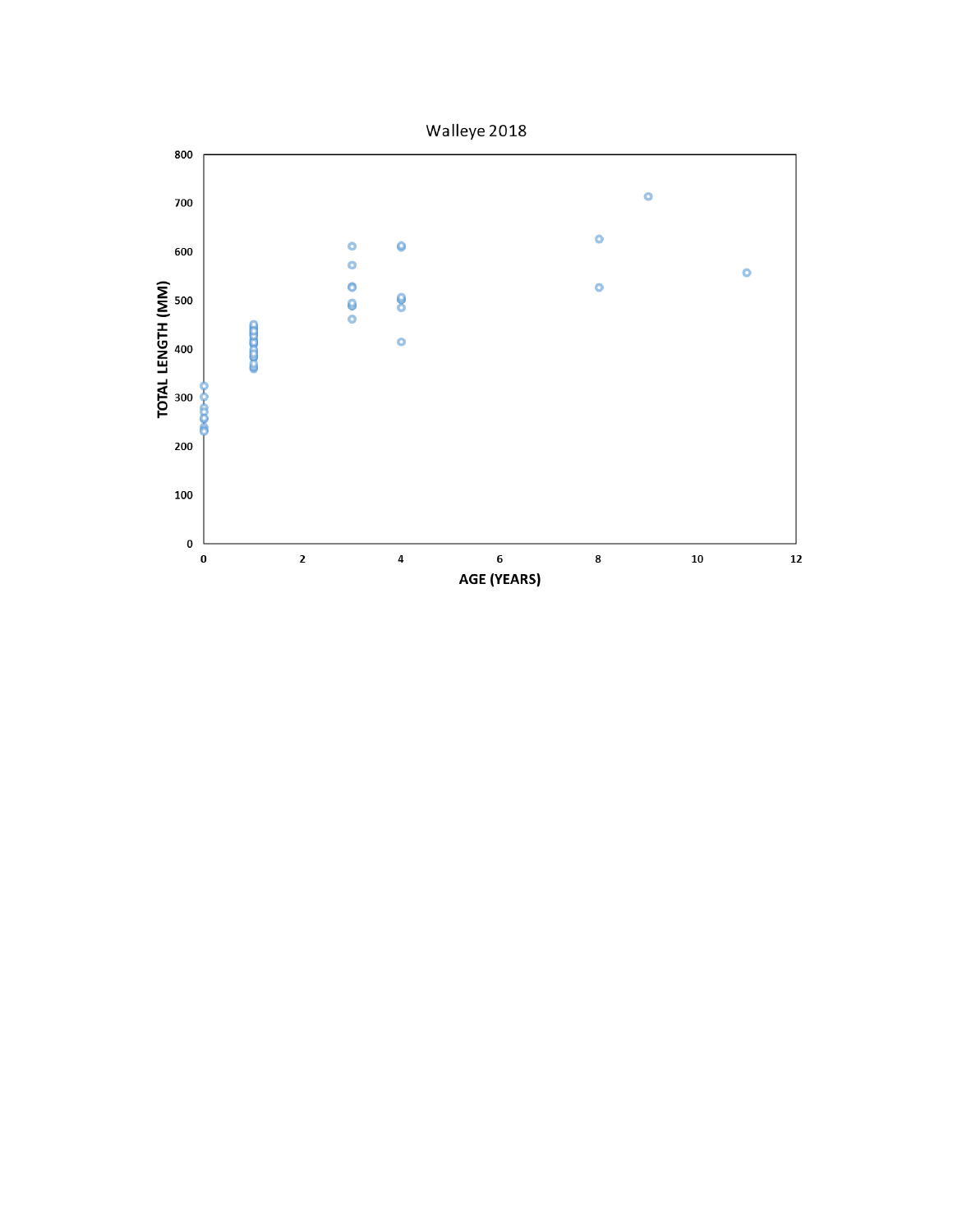Walleye 2018

TOTAL LENGTH (MM)

AGE (YEARS)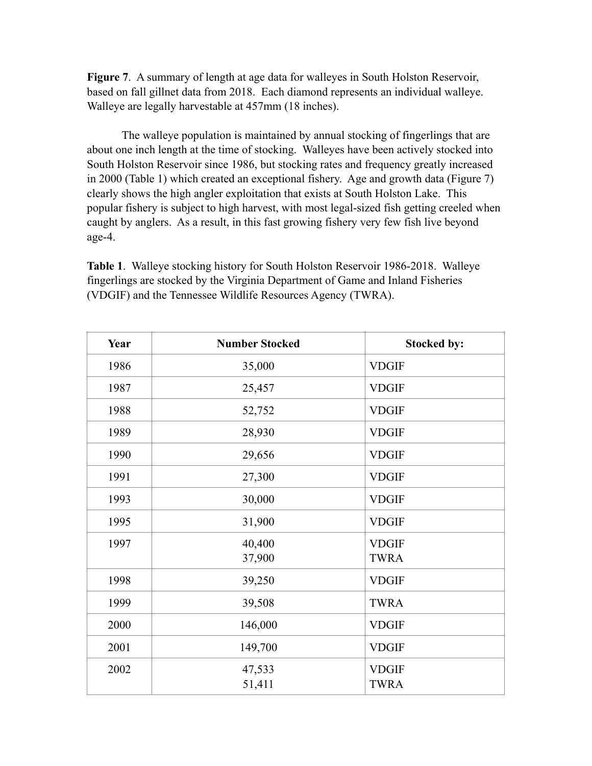**Figure 7**. A summary of length at age data for walleyes in South Holston Reservoir, based on fall gillnet data from 2018. Each diamond represents an individual walleye. Walleye are legally harvestable at 457mm (18 inches).

The walleye population is maintained by annual stocking of fingerlings that are about one inch length at the time of stocking. Walleyes have been actively stocked into South Holston Reservoir since 1986, but stocking rates and frequency greatly increased in 2000 (Table 1) which created an exceptional fishery. Age and growth data (Figure 7) clearly shows the high angler exploitation that exists at South Holston Lake. This popular fishery is subject to high harvest, with most legal-sized fish getting creeled when caught by anglers. As a result, in this fast growing fishery very few fish live beyond age-4.

**Table 1**. Walleye stocking history for South Holston Reservoir 1986-2018. Walleye fingerlings are stocked by the Virginia Department of Game and Inland Fisheries (VDGIF) and the Tennessee Wildlife Resources Agency (TWRA).

| Year | Number Stocked | Stocked by: |
|---|---|---|
| 1986 | 35,000 | VDGIF |
| 1987 | 25,457 | VDGIF |
| 1988 | 52,752 | VDGIF |
| 1989 | 28,930 | VDGIF |
| 1990 | 29,656 | VDGIF |
| 1991 | 27,300 | VDGIF |
| 1993 | 30,000 | VDGIF |
| 1995 | 31,900 | VDGIF |
| 1997 | 40,400<br>37,900 | VDGIF<br>TWRA |
| 1998 | 39,250 | VDGIF |
| 1999 | 39,508 | TWRA |
| 2000 | 146,000 | VDGIF |
| 2001 | 149,700 | VDGIF |
| 2002 | 47,533<br>51,411 | VDGIF<br>TWRA |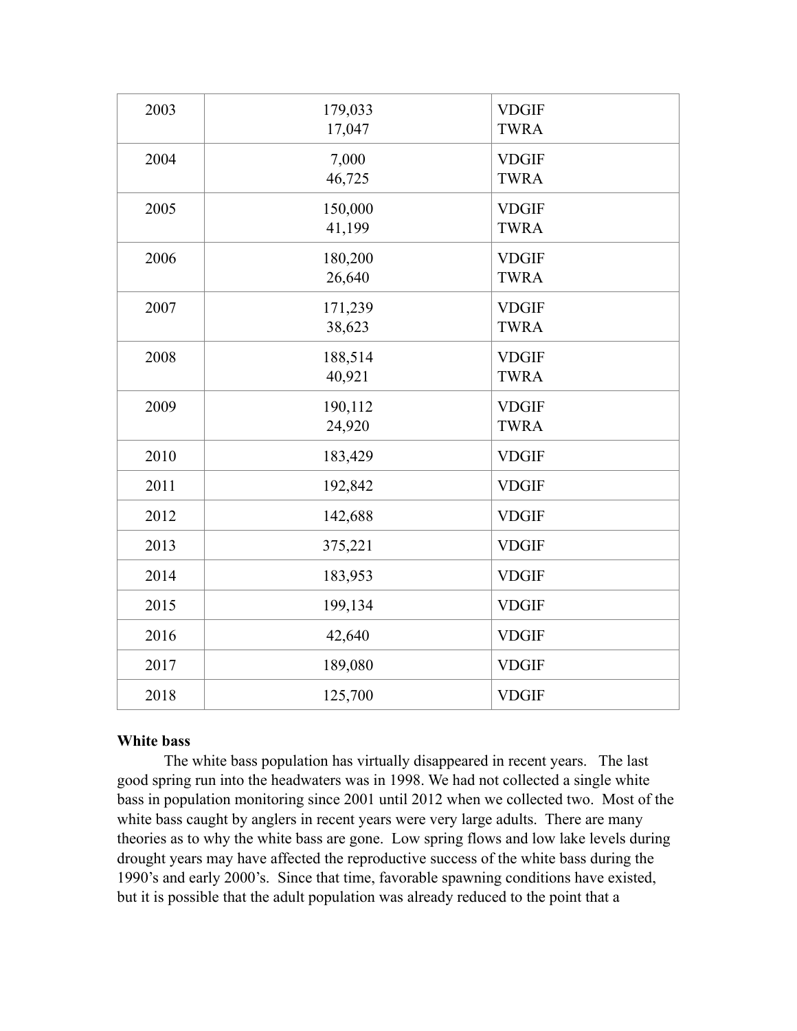| | | |
|---|---|---|
| 2003 | 179,033<br>17,047 | VDGIF<br>TWRA |
| 2004 | 7,000<br>46,725 | VDGIF<br>TWRA |
| 2005 | 150,000<br>41,199 | VDGIF<br>TWRA |
| 2006 | 180,200<br>26,640 | VDGIF<br>TWRA |
| 2007 | 171,239<br>38,623 | VDGIF<br>TWRA |
| 2008 | 188,514<br>40,921 | VDGIF<br>TWRA |
| 2009 | 190,112<br>24,920 | VDGIF<br>TWRA |
| 2010 | 183,429 | VDGIF |
| 2011 | 192,842 | VDGIF |
| 2012 | 142,688 | VDGIF |
| 2013 | 375,221 | VDGIF |
| 2014 | 183,953 | VDGIF |
| 2015 | 199,134 | VDGIF |
| 2016 | 42,640 | VDGIF |
| 2017 | 189,080 | VDGIF |
| 2018 | 125,700 | VDGIF |

**White bass**

The white bass population has virtually disappeared in recent years. The last good spring run into the headwaters was in 1998. We had not collected a single white bass in population monitoring since 2001 until 2012 when we collected two. Most of the white bass caught by anglers in recent years were very large adults. There are many theories as to why the white bass are gone. Low spring flows and low lake levels during drought years may have affected the reproductive success of the white bass during the 1990's and early 2000's. Since that time, favorable spawning conditions have existed, but it is possible that the adult population was already reduced to the point that a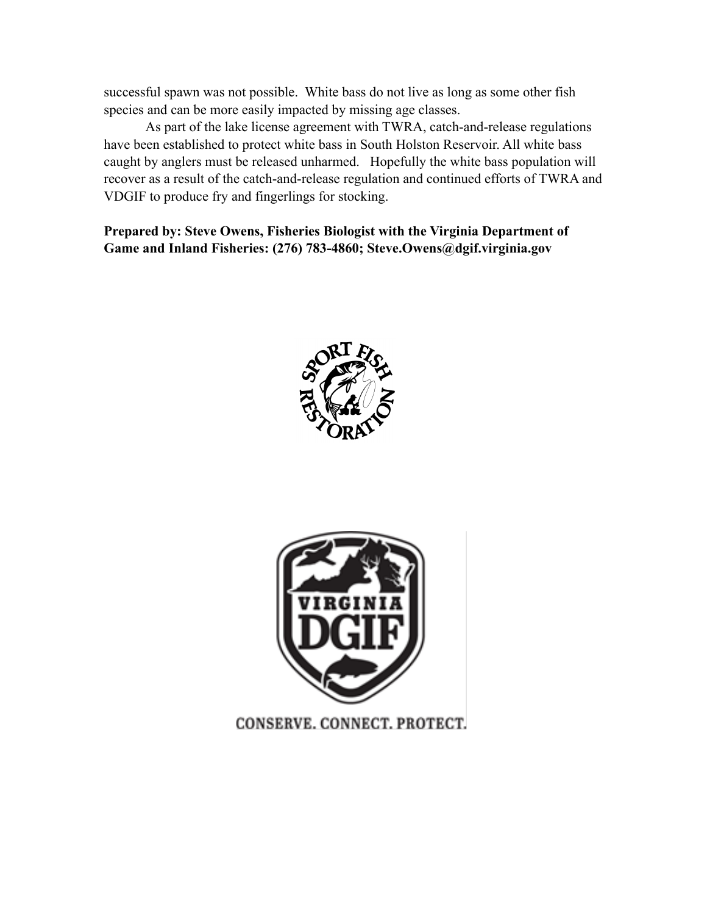successful spawn was not possible. White bass do not live as long as some other fish species and can be more easily impacted by missing age classes.

As part of the lake license agreement with TWRA, catch-and-release regulations have been established to protect white bass in South Holston Reservoir. All white bass caught by anglers must be released unharmed. Hopefully the white bass population will recover as a result of the catch-and-release regulation and continued efforts of TWRA and VDGIF to produce fry and fingerlings for stocking.

**Prepared by: Steve Owens, Fisheries Biologist with the Virginia Department of Game and Inland Fisheries: (276) 783-4860; Steve.Owens@dgif.virginia.gov**

SPORT FISH RESTORATION

VIRGINIA DGIF

CONSERVE. CONNECT. PROTECT.